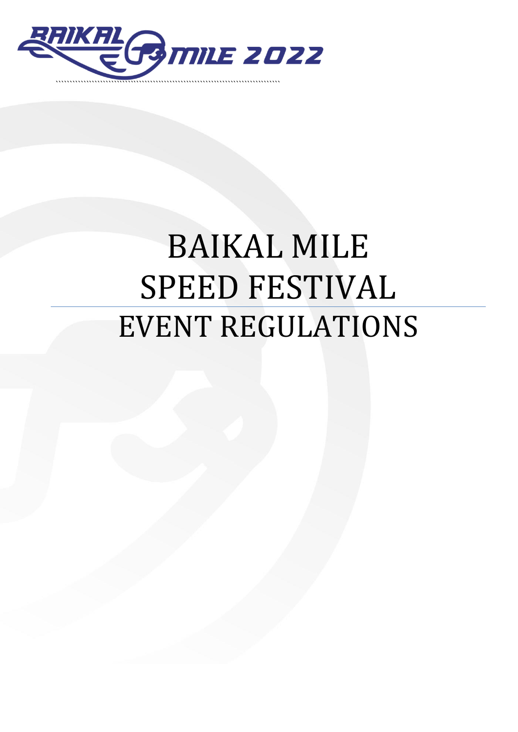# BAIKAL MILE SPEED FESTIVAL

# EVENT REGULATIONS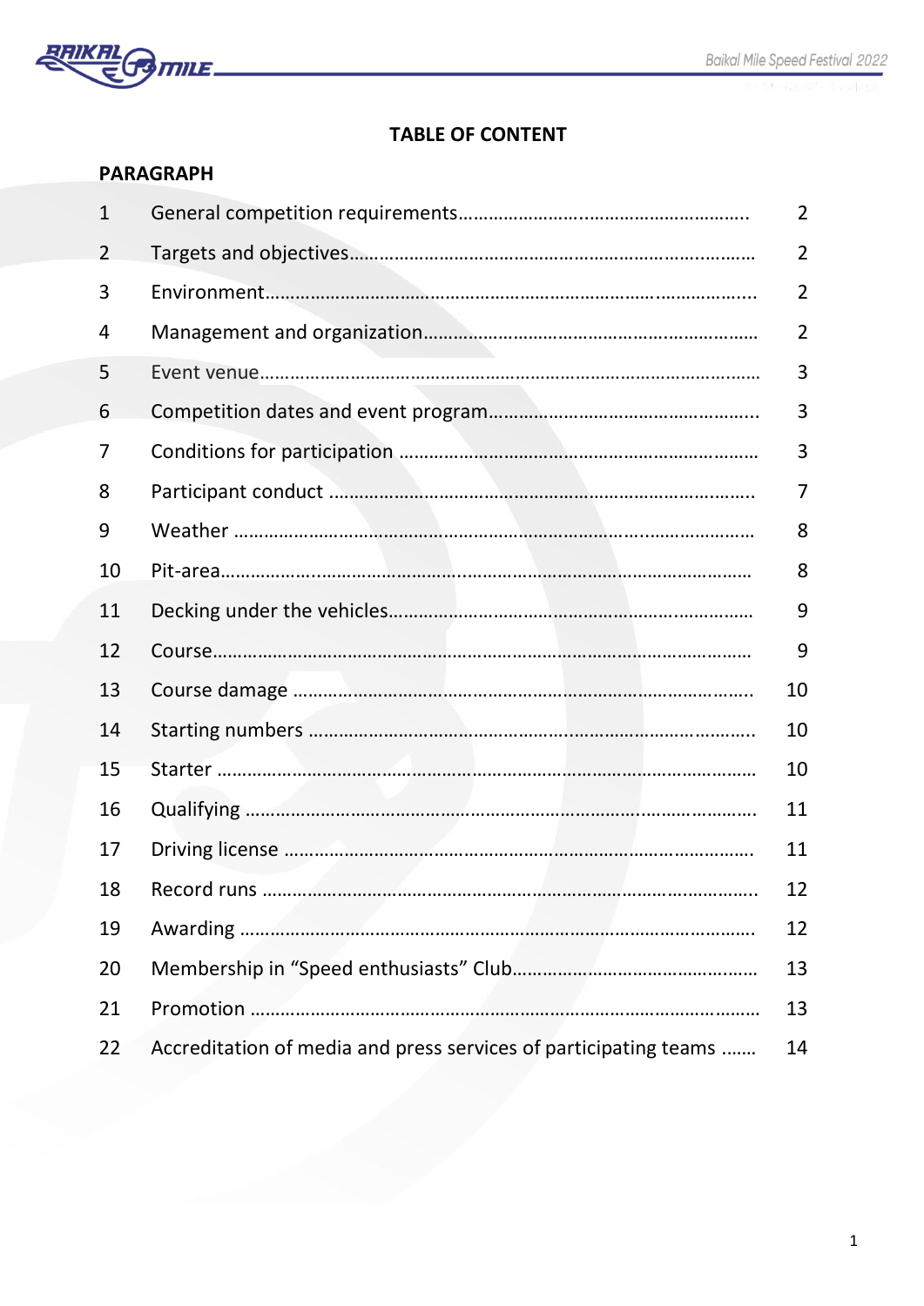# TABLE OF CONTENT

**PARAGRAPH**

| | | |
|---|---|---|
| 1 | General competition requirements | 2 |
| 2 | Targets and objectives | 2 |
| 3 | Environment | 2 |
| 4 | Management and organization | 2 |
| 5 | Event venue | 3 |
| 6 | Competition dates and event program | 3 |
| 7 | Conditions for participation | 3 |
| 8 | Participant conduct | 7 |
| 9 | Weather | 8 |
| 10 | Pit-area | 8 |
| 11 | Decking under the vehicles | 9 |
| 12 | Course | 9 |
| 13 | Course damage | 10 |
| 14 | Starting numbers | 10 |
| 15 | Starter | 10 |
| 16 | Qualifying | 11 |
| 17 | Driving license | 11 |
| 18 | Record runs | 12 |
| 19 | Awarding | 12 |
| 20 | Membership in "Speed enthusiasts" Club | 13 |
| 21 | Promotion | 13 |
| 22 | Accreditation of media and press services of participating teams | 14 |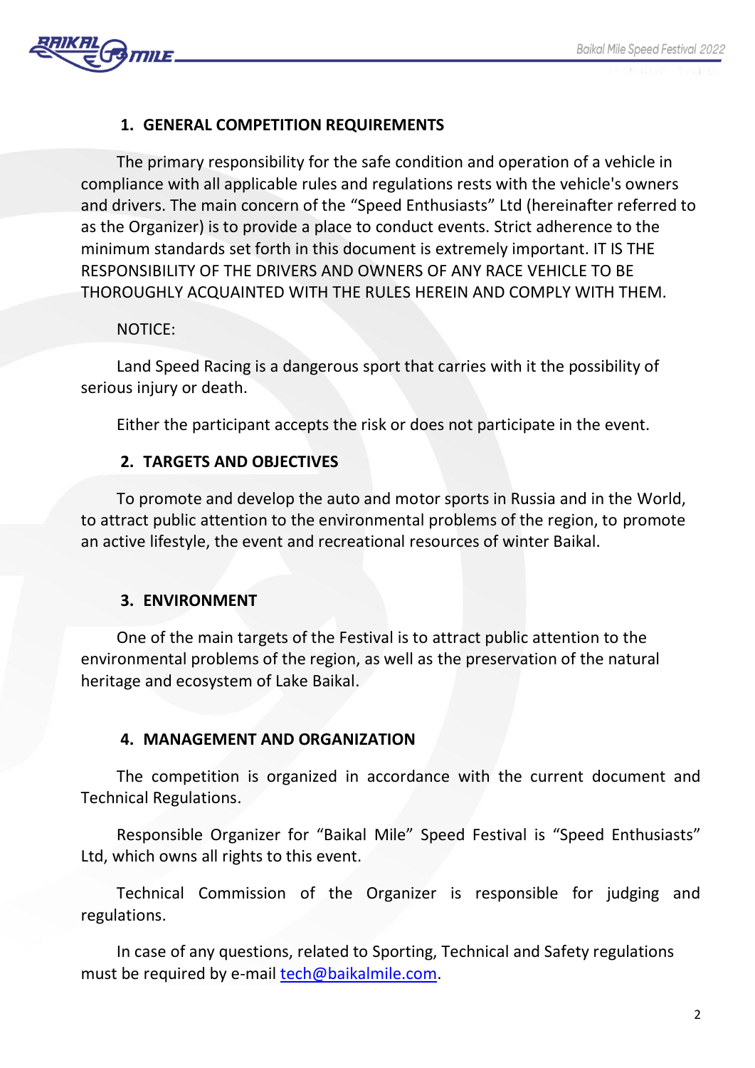## 1. GENERAL COMPETITION REQUIREMENTS

The primary responsibility for the safe condition and operation of a vehicle in compliance with all applicable rules and regulations rests with the vehicle's owners and drivers. The main concern of the “Speed Enthusiasts” Ltd (hereinafter referred to as the Organizer) is to provide a place to conduct events. Strict adherence to the minimum standards set forth in this document is extremely important. IT IS THE RESPONSIBILITY OF THE DRIVERS AND OWNERS OF ANY RACE VEHICLE TO BE THOROUGHLY ACQUAINTED WITH THE RULES HEREIN AND COMPLY WITH THEM.

NOTICE:

Land Speed Racing is a dangerous sport that carries with it the possibility of serious injury or death.

Either the participant accepts the risk or does not participate in the event.

## 2. TARGETS AND OBJECTIVES

To promote and develop the auto and motor sports in Russia and in the World, to attract public attention to the environmental problems of the region, to promote an active lifestyle, the event and recreational resources of winter Baikal.

## 3. ENVIRONMENT

One of the main targets of the Festival is to attract public attention to the environmental problems of the region, as well as the preservation of the natural heritage and ecosystem of Lake Baikal.

## 4. MANAGEMENT AND ORGANIZATION

The competition is organized in accordance with the current document and Technical Regulations.

Responsible Organizer for “Baikal Mile” Speed Festival is “Speed Enthusiasts” Ltd, which owns all rights to this event.

Technical Commission of the Organizer is responsible for judging and regulations.

In case of any questions, related to Sporting, Technical and Safety regulations must be required by e-mail tech@baikalmile.com.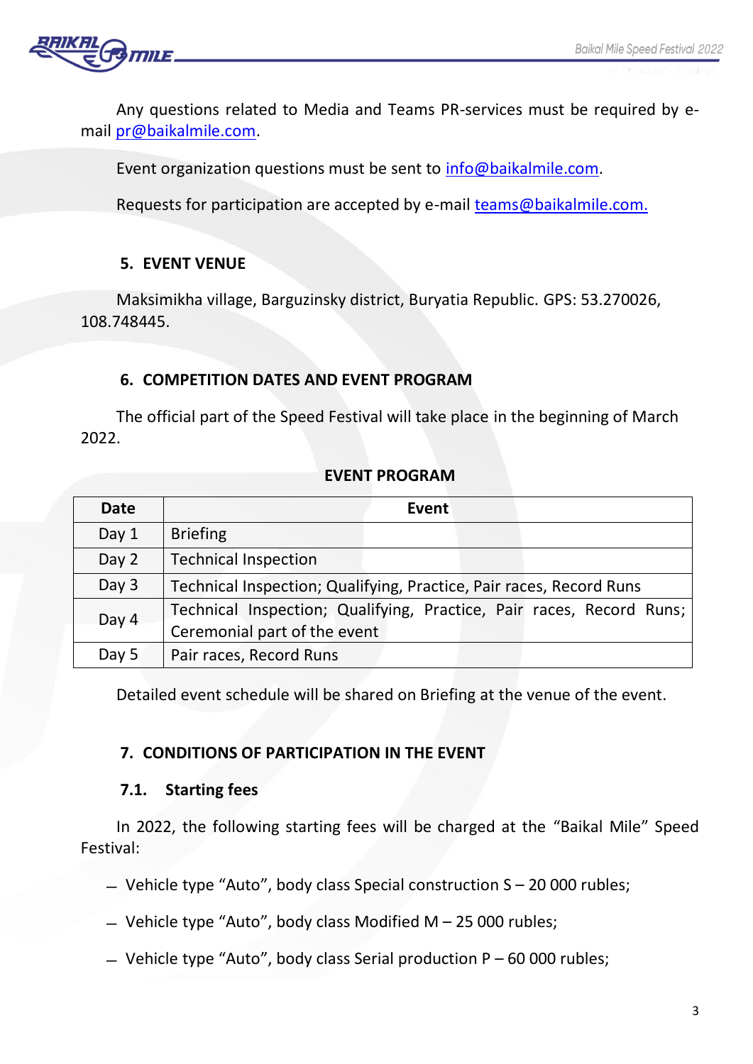Any questions related to Media and Teams PR-services must be required by e-mail pr@baikalmile.com.

Event organization questions must be sent to info@baikalmile.com.

Requests for participation are accepted by e-mail teams@baikalmile.com.

## 5. EVENT VENUE

Maksimikha village, Barguzinsky district, Buryatia Republic. GPS: 53.270026, 108.748445.

## 6. COMPETITION DATES AND EVENT PROGRAM

The official part of the Speed Festival will take place in the beginning of March 2022.

**EVENT PROGRAM**

| Date | Event |
|---|---|
| Day 1 | Briefing |
| Day 2 | Technical Inspection |
| Day 3 | Technical Inspection; Qualifying, Practice, Pair races, Record Runs |
| Day 4 | Technical Inspection; Qualifying, Practice, Pair races, Record Runs; Ceremonial part of the event |
| Day 5 | Pair races, Record Runs |

Detailed event schedule will be shared on Briefing at the venue of the event.

## 7. CONDITIONS OF PARTICIPATION IN THE EVENT

### 7.1. Starting fees

In 2022, the following starting fees will be charged at the “Baikal Mile” Speed Festival:

- Vehicle type “Auto”, body class Special construction S – 20 000 rubles;
- Vehicle type “Auto”, body class Modified M – 25 000 rubles;
- Vehicle type “Auto”, body class Serial production P – 60 000 rubles;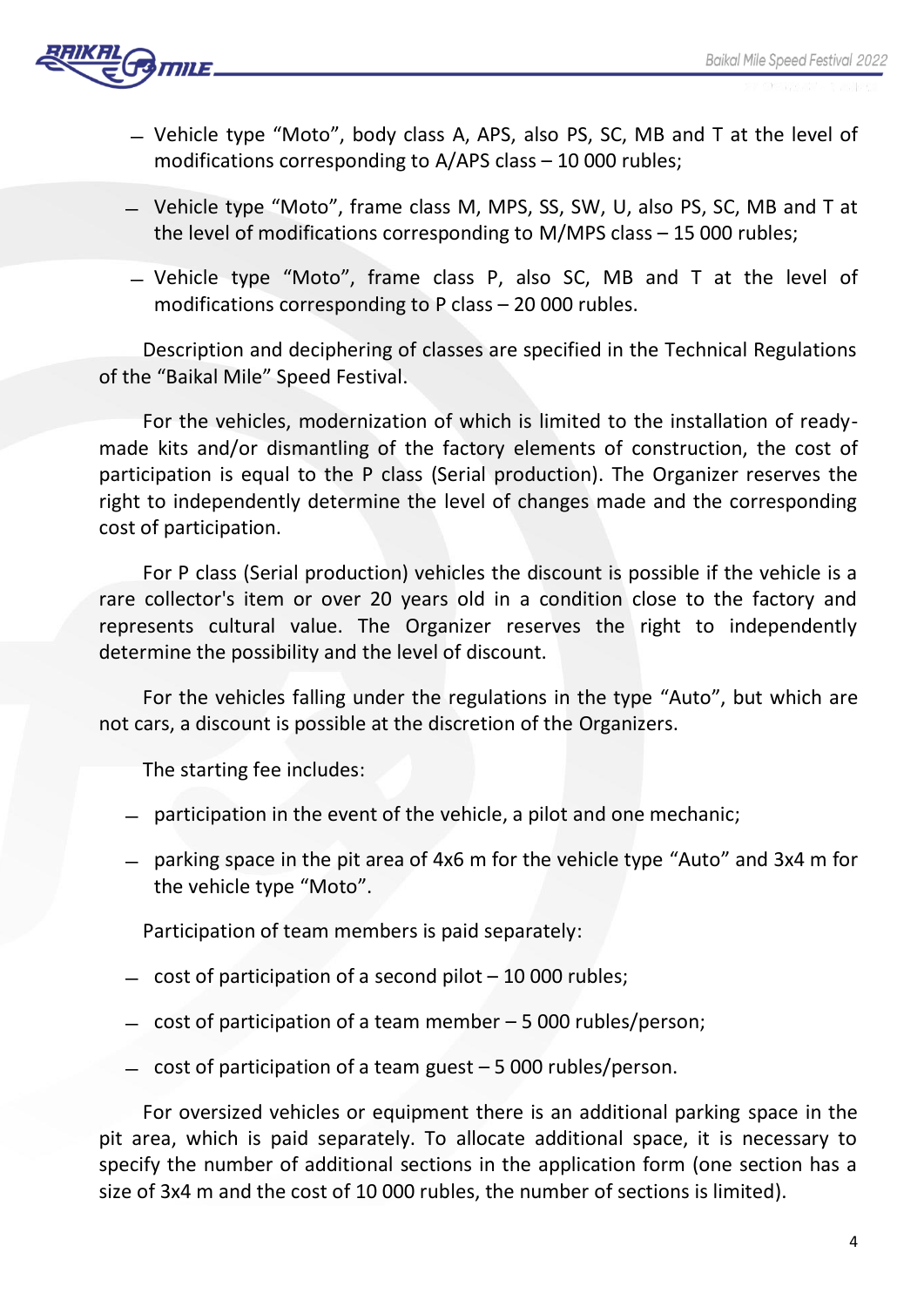- Vehicle type “Moto”, body class A, APS, also PS, SC, MB and T at the level of modifications corresponding to A/APS class – 10 000 rubles;
- Vehicle type “Moto”, frame class M, MPS, SS, SW, U, also PS, SC, MB and T at the level of modifications corresponding to M/MPS class – 15 000 rubles;
- Vehicle type “Moto”, frame class P, also SC, MB and T at the level of modifications corresponding to P class – 20 000 rubles.

Description and deciphering of classes are specified in the Technical Regulations of the “Baikal Mile” Speed Festival.

For the vehicles, modernization of which is limited to the installation of ready-made kits and/or dismantling of the factory elements of construction, the cost of participation is equal to the P class (Serial production). The Organizer reserves the right to independently determine the level of changes made and the corresponding cost of participation.

For P class (Serial production) vehicles the discount is possible if the vehicle is a rare collector's item or over 20 years old in a condition close to the factory and represents cultural value. The Organizer reserves the right to independently determine the possibility and the level of discount.

For the vehicles falling under the regulations in the type “Auto”, but which are not cars, a discount is possible at the discretion of the Organizers.

The starting fee includes:

- participation in the event of the vehicle, a pilot and one mechanic;
- parking space in the pit area of 4x6 m for the vehicle type “Auto” and 3x4 m for the vehicle type “Moto”.

Participation of team members is paid separately:

- cost of participation of a second pilot – 10 000 rubles;
- cost of participation of a team member – 5 000 rubles/person;
- cost of participation of a team guest – 5 000 rubles/person.

For oversized vehicles or equipment there is an additional parking space in the pit area, which is paid separately. To allocate additional space, it is necessary to specify the number of additional sections in the application form (one section has a size of 3x4 m and the cost of 10 000 rubles, the number of sections is limited).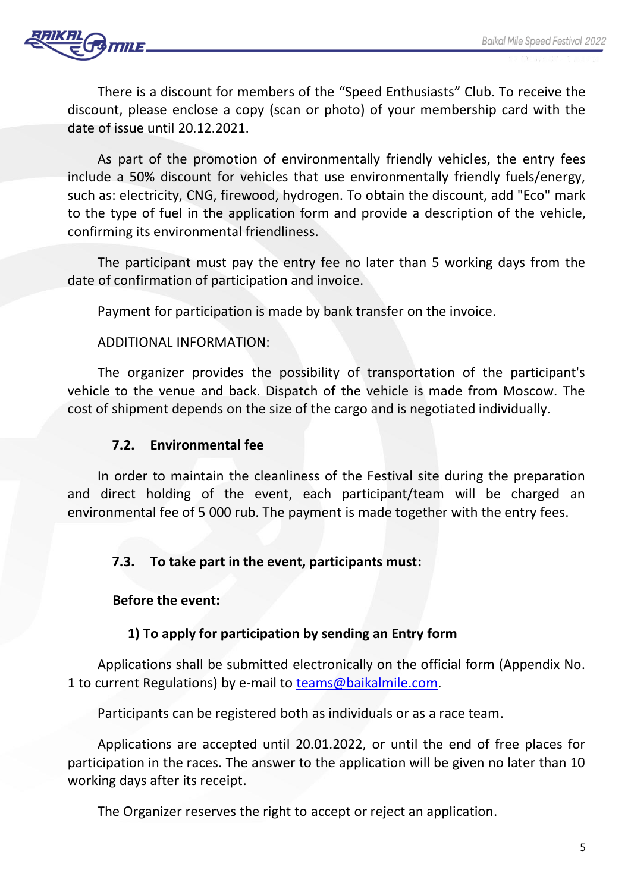There is a discount for members of the "Speed Enthusiasts" Club. To receive the discount, please enclose a copy (scan or photo) of your membership card with the date of issue until 20.12.2021.

As part of the promotion of environmentally friendly vehicles, the entry fees include a 50% discount for vehicles that use environmentally friendly fuels/energy, such as: electricity, CNG, firewood, hydrogen. To obtain the discount, add "Eco" mark to the type of fuel in the application form and provide a description of the vehicle, confirming its environmental friendliness.

The participant must pay the entry fee no later than 5 working days from the date of confirmation of participation and invoice.

Payment for participation is made by bank transfer on the invoice.

ADDITIONAL INFORMATION:

The organizer provides the possibility of transportation of the participant's vehicle to the venue and back. Dispatch of the vehicle is made from Moscow. The cost of shipment depends on the size of the cargo and is negotiated individually.

### 7.2. Environmental fee

In order to maintain the cleanliness of the Festival site during the preparation and direct holding of the event, each participant/team will be charged an environmental fee of 5 000 rub. The payment is made together with the entry fees.

### 7.3. To take part in the event, participants must:

**Before the event:**

**1) To apply for participation by sending an Entry form**

Applications shall be submitted electronically on the official form (Appendix No. 1 to current Regulations) by e-mail to teams@baikalmile.com.

Participants can be registered both as individuals or as a race team.

Applications are accepted until 20.01.2022, or until the end of free places for participation in the races. The answer to the application will be given no later than 10 working days after its receipt.

The Organizer reserves the right to accept or reject an application.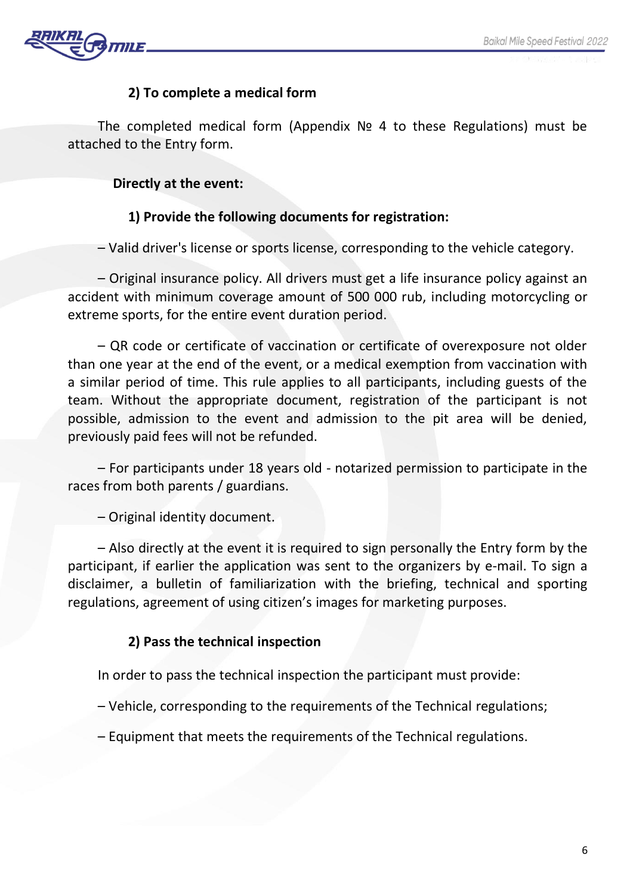**2) To complete a medical form**

The completed medical form (Appendix № 4 to these Regulations) must be attached to the Entry form.

**Directly at the event:**

**1) Provide the following documents for registration:**

– Valid driver's license or sports license, corresponding to the vehicle category.

– Original insurance policy. All drivers must get a life insurance policy against an accident with minimum coverage amount of 500 000 rub, including motorcycling or extreme sports, for the entire event duration period.

– QR code or certificate of vaccination or certificate of overexposure not older than one year at the end of the event, or a medical exemption from vaccination with a similar period of time. This rule applies to all participants, including guests of the team. Without the appropriate document, registration of the participant is not possible, admission to the event and admission to the pit area will be denied, previously paid fees will not be refunded.

– For participants under 18 years old - notarized permission to participate in the races from both parents / guardians.

– Original identity document.

– Also directly at the event it is required to sign personally the Entry form by the participant, if earlier the application was sent to the organizers by e-mail. To sign a disclaimer, a bulletin of familiarization with the briefing, technical and sporting regulations, agreement of using citizen's images for marketing purposes.

**2) Pass the technical inspection**

In order to pass the technical inspection the participant must provide:

– Vehicle, corresponding to the requirements of the Technical regulations;

– Equipment that meets the requirements of the Technical regulations.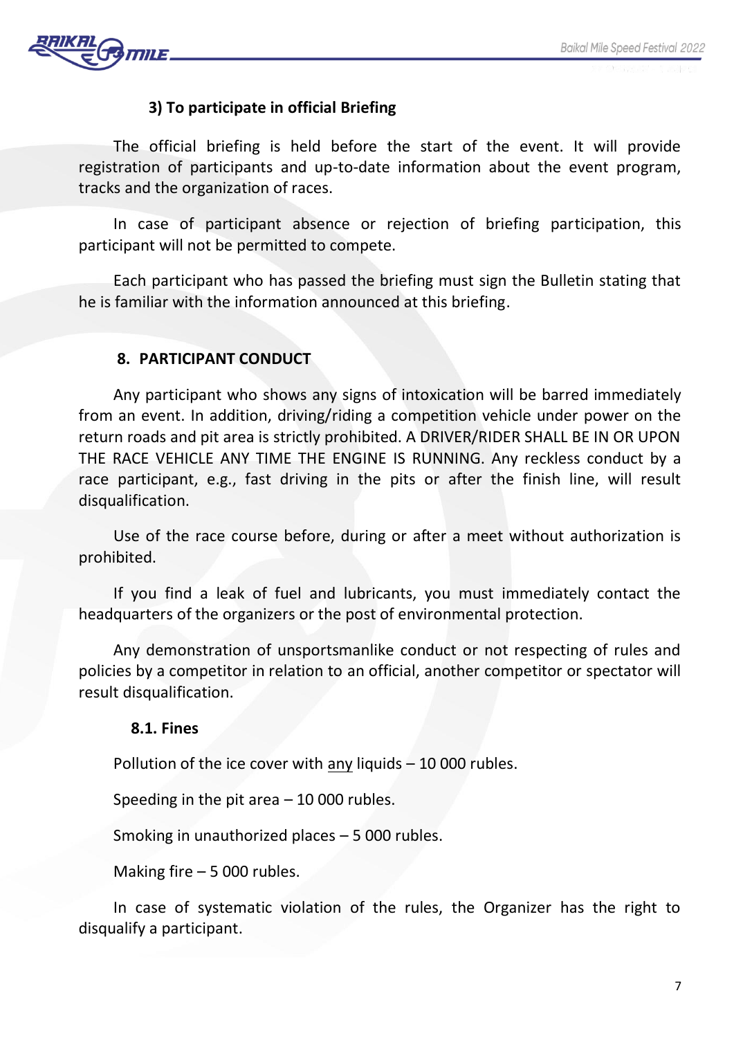**3) To participate in official Briefing**

The official briefing is held before the start of the event. It will provide registration of participants and up-to-date information about the event program, tracks and the organization of races.

In case of participant absence or rejection of briefing participation, this participant will not be permitted to compete.

Each participant who has passed the briefing must sign the Bulletin stating that he is familiar with the information announced at this briefing.

## 8. PARTICIPANT CONDUCT

Any participant who shows any signs of intoxication will be barred immediately from an event. In addition, driving/riding a competition vehicle under power on the return roads and pit area is strictly prohibited. A DRIVER/RIDER SHALL BE IN OR UPON THE RACE VEHICLE ANY TIME THE ENGINE IS RUNNING. Any reckless conduct by a race participant, e.g., fast driving in the pits or after the finish line, will result disqualification.

Use of the race course before, during or after a meet without authorization is prohibited.

If you find a leak of fuel and lubricants, you must immediately contact the headquarters of the organizers or the post of environmental protection.

Any demonstration of unsportsmanlike conduct or not respecting of rules and policies by a competitor in relation to an official, another competitor or spectator will result disqualification.

### 8.1. Fines

Pollution of the ice cover with <u>any</u> liquids – 10 000 rubles.

Speeding in the pit area – 10 000 rubles.

Smoking in unauthorized places – 5 000 rubles.

Making fire – 5 000 rubles.

In case of systematic violation of the rules, the Organizer has the right to disqualify a participant.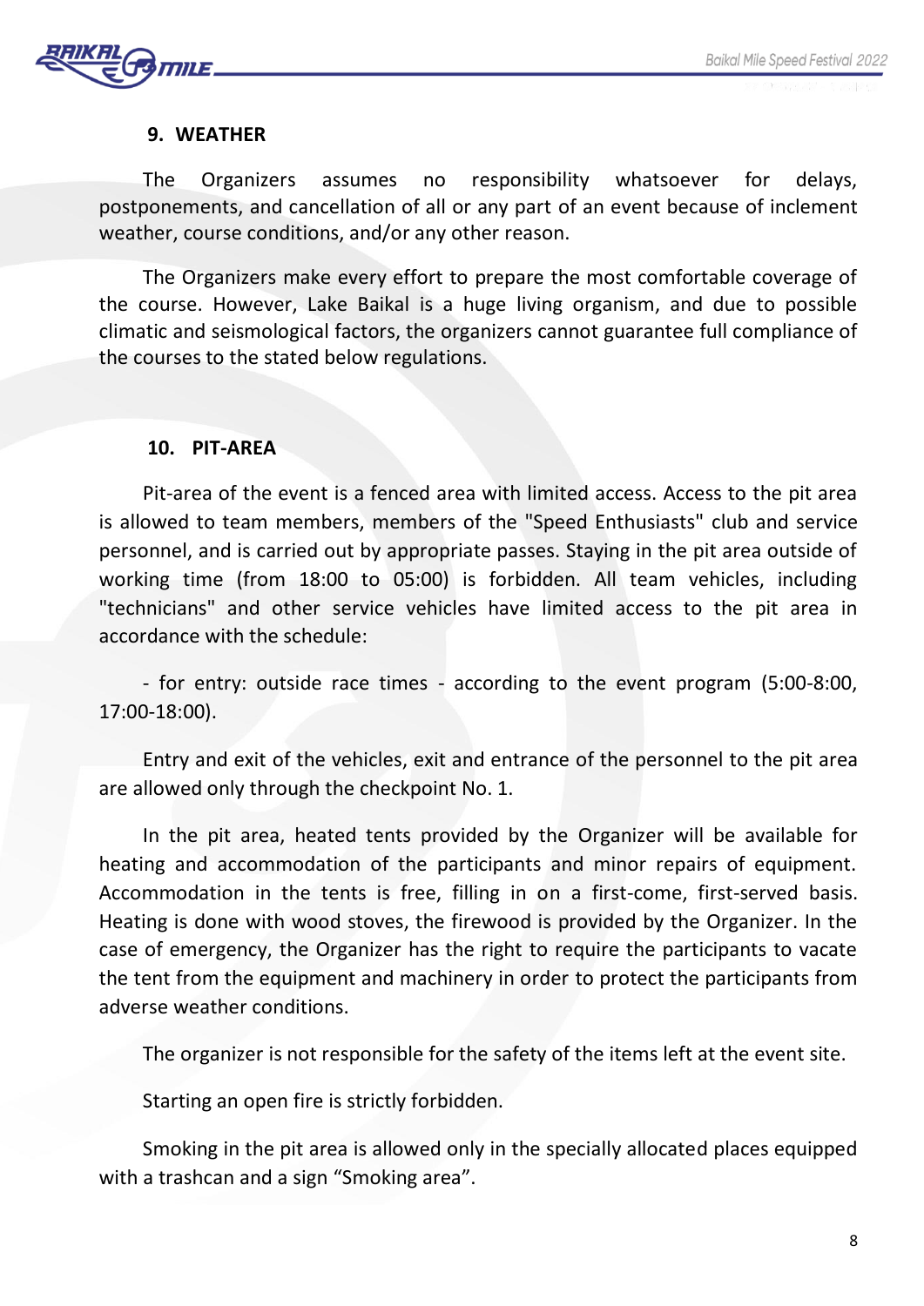## 9. WEATHER

The Organizers assumes no responsibility whatsoever for delays, postponements, and cancellation of all or any part of an event because of inclement weather, course conditions, and/or any other reason.

The Organizers make every effort to prepare the most comfortable coverage of the course. However, Lake Baikal is a huge living organism, and due to possible climatic and seismological factors, the organizers cannot guarantee full compliance of the courses to the stated below regulations.

## 10. PIT-AREA

Pit-area of the event is a fenced area with limited access. Access to the pit area is allowed to team members, members of the "Speed Enthusiasts" club and service personnel, and is carried out by appropriate passes. Staying in the pit area outside of working time (from 18:00 to 05:00) is forbidden. All team vehicles, including "technicians" and other service vehicles have limited access to the pit area in accordance with the schedule:

- for entry: outside race times - according to the event program (5:00-8:00, 17:00-18:00).

Entry and exit of the vehicles, exit and entrance of the personnel to the pit area are allowed only through the checkpoint No. 1.

In the pit area, heated tents provided by the Organizer will be available for heating and accommodation of the participants and minor repairs of equipment. Accommodation in the tents is free, filling in on a first-come, first-served basis. Heating is done with wood stoves, the firewood is provided by the Organizer. In the case of emergency, the Organizer has the right to require the participants to vacate the tent from the equipment and machinery in order to protect the participants from adverse weather conditions.

The organizer is not responsible for the safety of the items left at the event site.

Starting an open fire is strictly forbidden.

Smoking in the pit area is allowed only in the specially allocated places equipped with a trashcan and a sign “Smoking area”.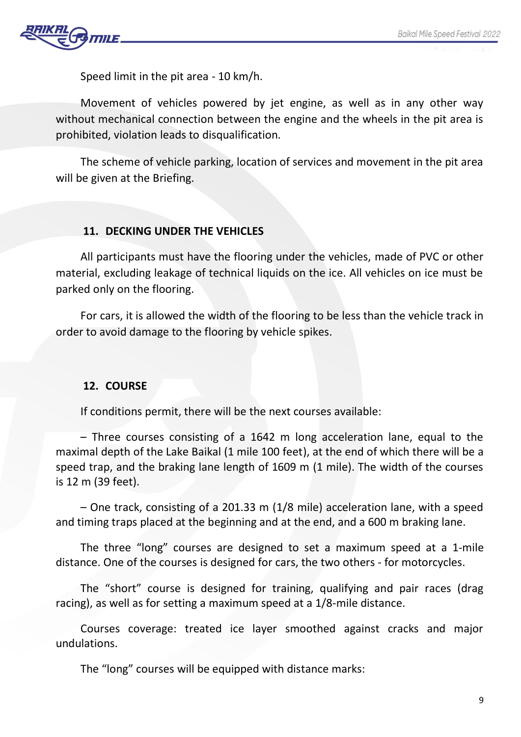Speed limit in the pit area - 10 km/h.

Movement of vehicles powered by jet engine, as well as in any other way without mechanical connection between the engine and the wheels in the pit area is prohibited, violation leads to disqualification.

The scheme of vehicle parking, location of services and movement in the pit area will be given at the Briefing.

## 11. DECKING UNDER THE VEHICLES

All participants must have the flooring under the vehicles, made of PVC or other material, excluding leakage of technical liquids on the ice. All vehicles on ice must be parked only on the flooring.

For cars, it is allowed the width of the flooring to be less than the vehicle track in order to avoid damage to the flooring by vehicle spikes.

## 12. COURSE

If conditions permit, there will be the next courses available:

– Three courses consisting of a 1642 m long acceleration lane, equal to the maximal depth of the Lake Baikal (1 mile 100 feet), at the end of which there will be a speed trap, and the braking lane length of 1609 m (1 mile). The width of the courses is 12 m (39 feet).

– One track, consisting of a 201.33 m (1/8 mile) acceleration lane, with a speed and timing traps placed at the beginning and at the end, and a 600 m braking lane.

The three “long” courses are designed to set a maximum speed at a 1-mile distance. One of the courses is designed for cars, the two others - for motorcycles.

The “short” course is designed for training, qualifying and pair races (drag racing), as well as for setting a maximum speed at a 1/8-mile distance.

Courses coverage: treated ice layer smoothed against cracks and major undulations.

The “long” courses will be equipped with distance marks: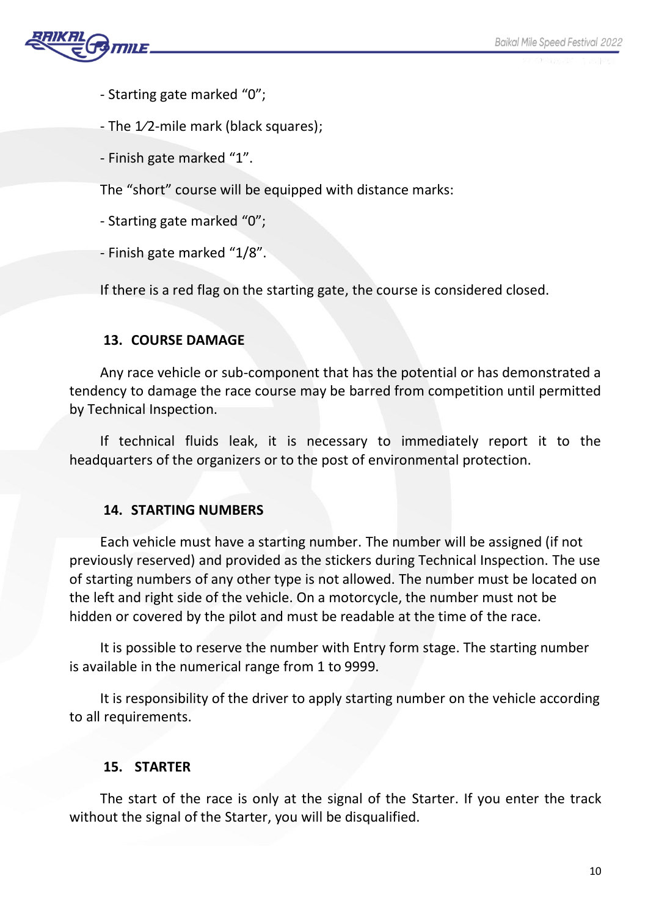- Starting gate marked “0”;

- The 1⁄2-mile mark (black squares);

- Finish gate marked “1”.

The “short” course will be equipped with distance marks:

- Starting gate marked “0”;

- Finish gate marked “1/8”.

If there is a red flag on the starting gate, the course is considered closed.

## 13. COURSE DAMAGE

Any race vehicle or sub-component that has the potential or has demonstrated a tendency to damage the race course may be barred from competition until permitted by Technical Inspection.

If technical fluids leak, it is necessary to immediately report it to the headquarters of the organizers or to the post of environmental protection.

## 14. STARTING NUMBERS

Each vehicle must have a starting number. The number will be assigned (if not previously reserved) and provided as the stickers during Technical Inspection. The use of starting numbers of any other type is not allowed. The number must be located on the left and right side of the vehicle. On a motorcycle, the number must not be hidden or covered by the pilot and must be readable at the time of the race.

It is possible to reserve the number with Entry form stage. The starting number is available in the numerical range from 1 to 9999.

It is responsibility of the driver to apply starting number on the vehicle according to all requirements.

## 15. STARTER

The start of the race is only at the signal of the Starter. If you enter the track without the signal of the Starter, you will be disqualified.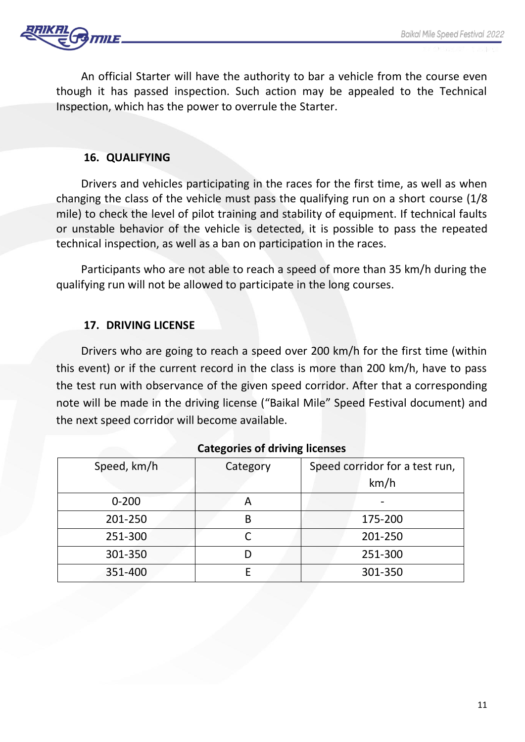An official Starter will have the authority to bar a vehicle from the course even though it has passed inspection. Such action may be appealed to the Technical Inspection, which has the power to overrule the Starter.

## 16. QUALIFYING

Drivers and vehicles participating in the races for the first time, as well as when changing the class of the vehicle must pass the qualifying run on a short course (1/8 mile) to check the level of pilot training and stability of equipment. If technical faults or unstable behavior of the vehicle is detected, it is possible to pass the repeated technical inspection, as well as a ban on participation in the races.

Participants who are not able to reach a speed of more than 35 km/h during the qualifying run will not be allowed to participate in the long courses.

## 17. DRIVING LICENSE

Drivers who are going to reach a speed over 200 km/h for the first time (within this event) or if the current record in the class is more than 200 km/h, have to pass the test run with observance of the given speed corridor. After that a corresponding note will be made in the driving license (“Baikal Mile” Speed Festival document) and the next speed corridor will become available.

**Categories of driving licenses**

| Speed, km/h | Category | Speed corridor for a test run, km/h |
|---|---|---|
| 0-200 | A | - |
| 201-250 | B | 175-200 |
| 251-300 | C | 201-250 |
| 301-350 | D | 251-300 |
| 351-400 | E | 301-350 |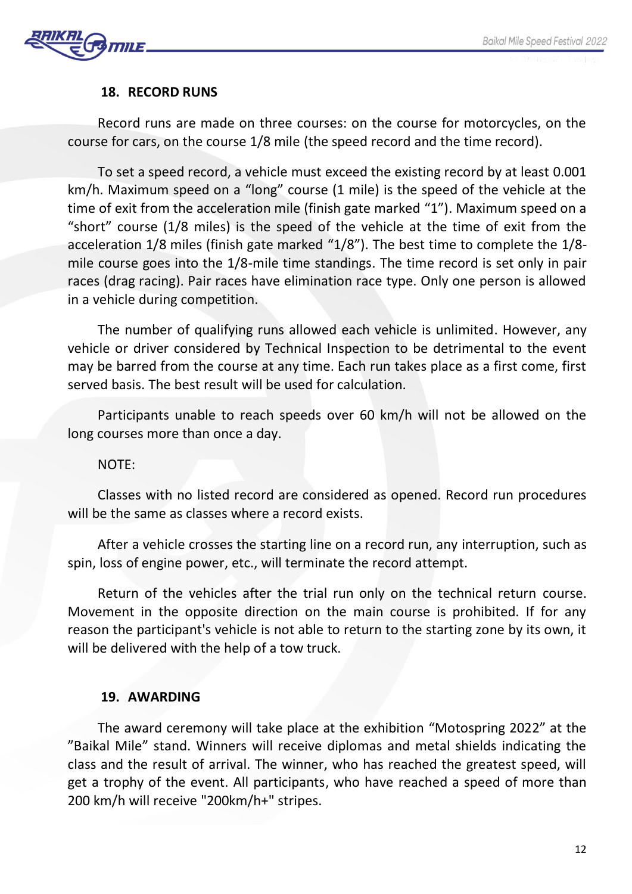## 18. RECORD RUNS

Record runs are made on three courses: on the course for motorcycles, on the course for cars, on the course 1/8 mile (the speed record and the time record).

To set a speed record, a vehicle must exceed the existing record by at least 0.001 km/h. Maximum speed on a "long" course (1 mile) is the speed of the vehicle at the time of exit from the acceleration mile (finish gate marked "1"). Maximum speed on a "short" course (1/8 miles) is the speed of the vehicle at the time of exit from the acceleration 1/8 miles (finish gate marked "1/8"). The best time to complete the 1/8-mile course goes into the 1/8-mile time standings. The time record is set only in pair races (drag racing). Pair races have elimination race type. Only one person is allowed in a vehicle during competition.

The number of qualifying runs allowed each vehicle is unlimited. However, any vehicle or driver considered by Technical Inspection to be detrimental to the event may be barred from the course at any time. Each run takes place as a first come, first served basis. The best result will be used for calculation.

Participants unable to reach speeds over 60 km/h will not be allowed on the long courses more than once a day.

NOTE:

Classes with no listed record are considered as opened. Record run procedures will be the same as classes where a record exists.

After a vehicle crosses the starting line on a record run, any interruption, such as spin, loss of engine power, etc., will terminate the record attempt.

Return of the vehicles after the trial run only on the technical return course. Movement in the opposite direction on the main course is prohibited. If for any reason the participant's vehicle is not able to return to the starting zone by its own, it will be delivered with the help of a tow truck.

## 19. AWARDING

The award ceremony will take place at the exhibition "Motospring 2022" at the "Baikal Mile" stand. Winners will receive diplomas and metal shields indicating the class and the result of arrival. The winner, who has reached the greatest speed, will get a trophy of the event. All participants, who have reached a speed of more than 200 km/h will receive "200km/h+" stripes.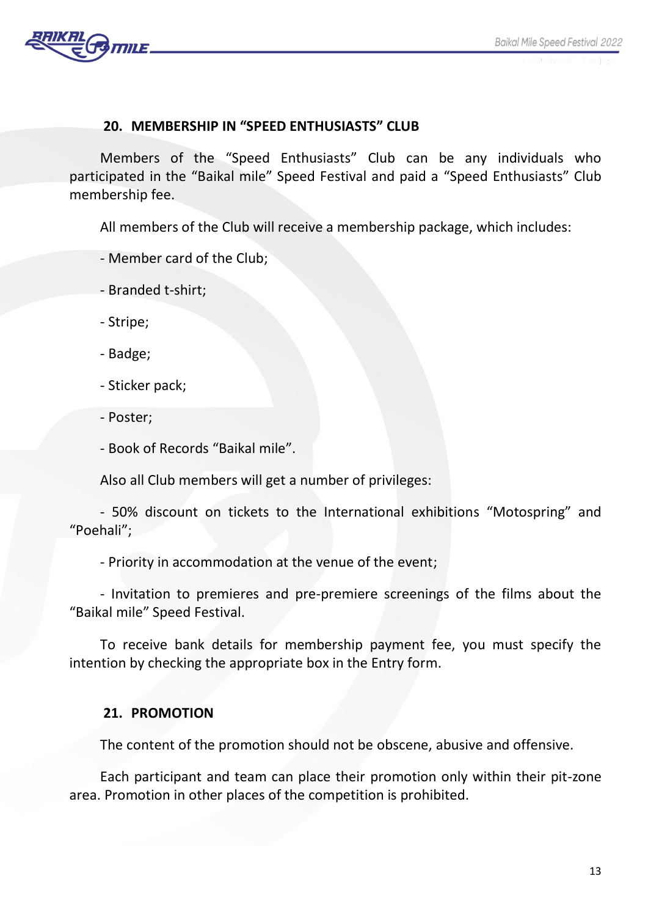## 20. MEMBERSHIP IN "SPEED ENTHUSIASTS" CLUB

Members of the "Speed Enthusiasts" Club can be any individuals who participated in the "Baikal mile" Speed Festival and paid a "Speed Enthusiasts" Club membership fee.

All members of the Club will receive a membership package, which includes:

- Member card of the Club;
- Branded t-shirt;
- Stripe;
- Badge;
- Sticker pack;
- Poster;
- Book of Records "Baikal mile".

Also all Club members will get a number of privileges:

- 50% discount on tickets to the International exhibitions "Motospring" and "Poehali";
- Priority in accommodation at the venue of the event;
- Invitation to premieres and pre-premiere screenings of the films about the "Baikal mile" Speed Festival.

To receive bank details for membership payment fee, you must specify the intention by checking the appropriate box in the Entry form.

## 21. PROMOTION

The content of the promotion should not be obscene, abusive and offensive.

Each participant and team can place their promotion only within their pit-zone area. Promotion in other places of the competition is prohibited.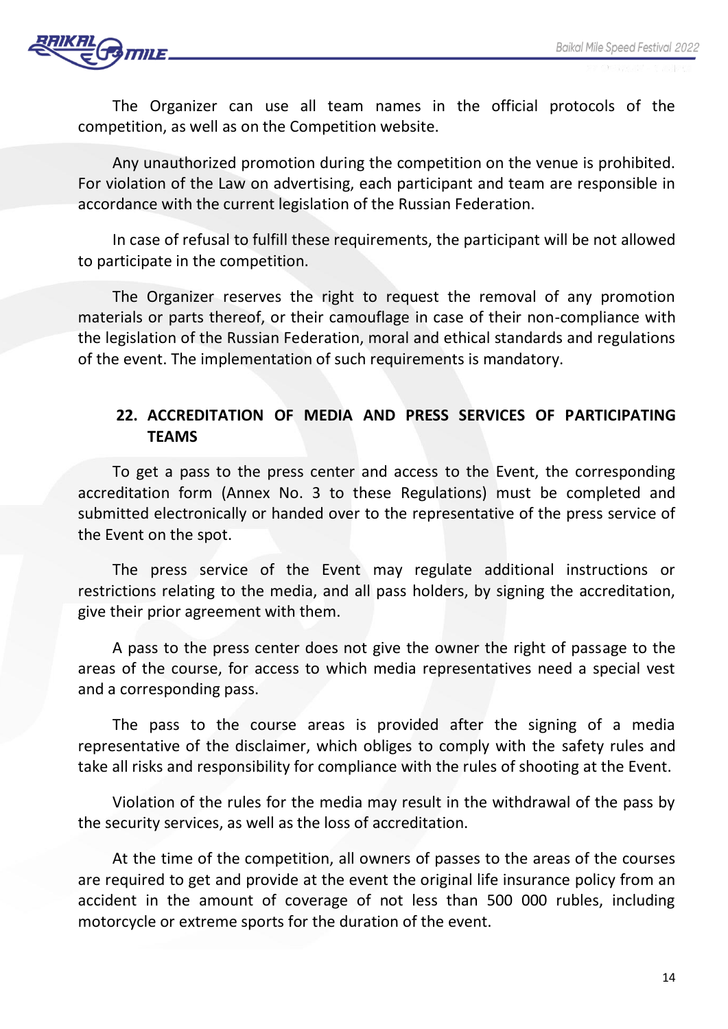The Organizer can use all team names in the official protocols of the competition, as well as on the Competition website.

Any unauthorized promotion during the competition on the venue is prohibited. For violation of the Law on advertising, each participant and team are responsible in accordance with the current legislation of the Russian Federation.

In case of refusal to fulfill these requirements, the participant will be not allowed to participate in the competition.

The Organizer reserves the right to request the removal of any promotion materials or parts thereof, or their camouflage in case of their non-compliance with the legislation of the Russian Federation, moral and ethical standards and regulations of the event. The implementation of such requirements is mandatory.

## 22. ACCREDITATION OF MEDIA AND PRESS SERVICES OF PARTICIPATING TEAMS

To get a pass to the press center and access to the Event, the corresponding accreditation form (Annex No. 3 to these Regulations) must be completed and submitted electronically or handed over to the representative of the press service of the Event on the spot.

The press service of the Event may regulate additional instructions or restrictions relating to the media, and all pass holders, by signing the accreditation, give their prior agreement with them.

A pass to the press center does not give the owner the right of passage to the areas of the course, for access to which media representatives need a special vest and a corresponding pass.

The pass to the course areas is provided after the signing of a media representative of the disclaimer, which obliges to comply with the safety rules and take all risks and responsibility for compliance with the rules of shooting at the Event.

Violation of the rules for the media may result in the withdrawal of the pass by the security services, as well as the loss of accreditation.

At the time of the competition, all owners of passes to the areas of the courses are required to get and provide at the event the original life insurance policy from an accident in the amount of coverage of not less than 500 000 rubles, including motorcycle or extreme sports for the duration of the event.